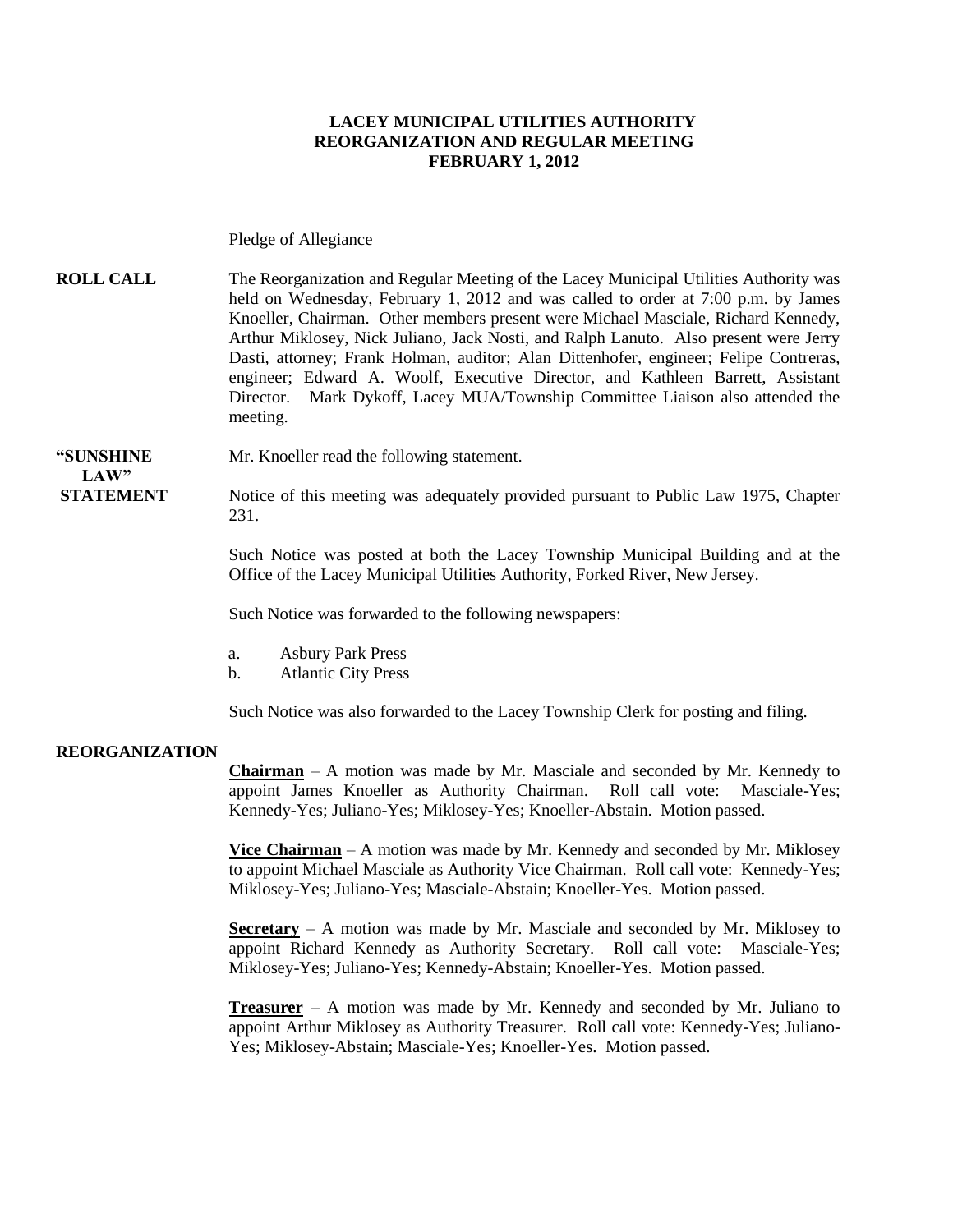# LACEY MUNICIPAL UTILITIES AUTHORITY
## REORGANIZATION AND REGULAR MEETING
## FEBRUARY 1, 2012

Pledge of Allegiance

**ROLL CALL** The Reorganization and Regular Meeting of the Lacey Municipal Utilities Authority was held on Wednesday, February 1, 2012 and was called to order at 7:00 p.m. by James Knoeller, Chairman. Other members present were Michael Masciale, Richard Kennedy, Arthur Miklosey, Nick Juliano, Jack Nosti, and Ralph Lanuto. Also present were Jerry Dasti, attorney; Frank Holman, auditor; Alan Dittenhofer, engineer; Felipe Contreras, engineer; Edward A. Woolf, Executive Director, and Kathleen Barrett, Assistant Director. Mark Dykoff, Lacey MUA/Township Committee Liaison also attended the meeting.

**"SUNSHINE LAW" STATEMENT** Mr. Knoeller read the following statement.

Notice of this meeting was adequately provided pursuant to Public Law 1975, Chapter 231.

Such Notice was posted at both the Lacey Township Municipal Building and at the Office of the Lacey Municipal Utilities Authority, Forked River, New Jersey.

Such Notice was forwarded to the following newspapers:

a. Asbury Park Press
b. Atlantic City Press

Such Notice was also forwarded to the Lacey Township Clerk for posting and filing.

**REORGANIZATION**

**Chairman** – A motion was made by Mr. Masciale and seconded by Mr. Kennedy to appoint James Knoeller as Authority Chairman. Roll call vote: Masciale-Yes; Kennedy-Yes; Juliano-Yes; Miklosey-Yes; Knoeller-Abstain. Motion passed.

**Vice Chairman** – A motion was made by Mr. Kennedy and seconded by Mr. Miklosey to appoint Michael Masciale as Authority Vice Chairman. Roll call vote: Kennedy-Yes; Miklosey-Yes; Juliano-Yes; Masciale-Abstain; Knoeller-Yes. Motion passed.

**Secretary** – A motion was made by Mr. Masciale and seconded by Mr. Miklosey to appoint Richard Kennedy as Authority Secretary. Roll call vote: Masciale-Yes; Miklosey-Yes; Juliano-Yes; Kennedy-Abstain; Knoeller-Yes. Motion passed.

**Treasurer** – A motion was made by Mr. Kennedy and seconded by Mr. Juliano to appoint Arthur Miklosey as Authority Treasurer. Roll call vote: Kennedy-Yes; Juliano-Yes; Miklosey-Abstain; Masciale-Yes; Knoeller-Yes. Motion passed.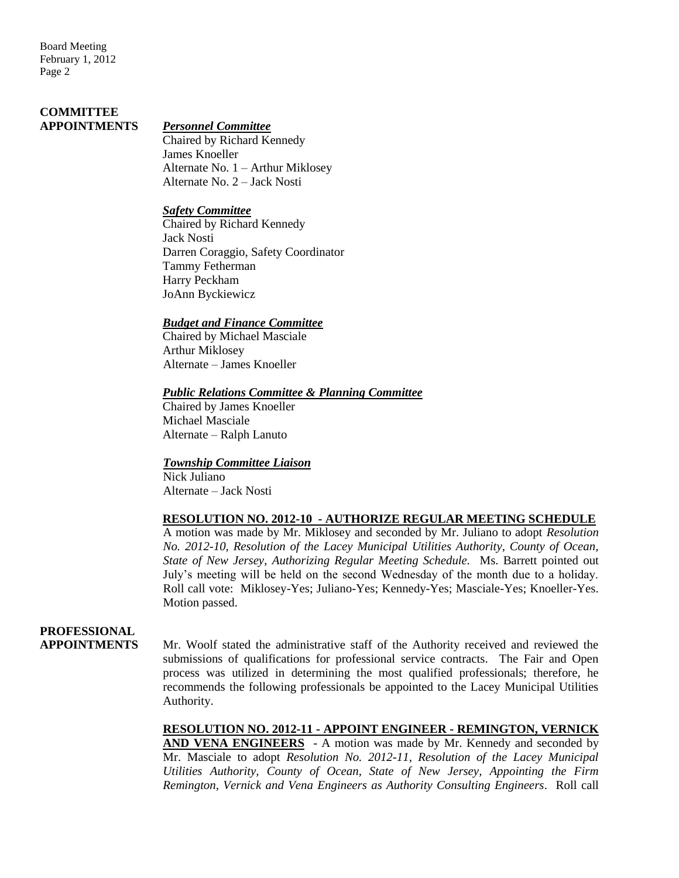## COMMITTEE APPOINTMENTS

***Personnel Committee***

Chaired by Richard Kennedy
James Knoeller
Alternate No. 1 – Arthur Miklosey
Alternate No. 2 – Jack Nosti

***Safety Committee***

Chaired by Richard Kennedy
Jack Nosti
Darren Coraggio, Safety Coordinator
Tammy Fetherman
Harry Peckham
JoAnn Byckiewicz

***Budget and Finance Committee***

Chaired by Michael Masciale
Arthur Miklosey
Alternate – James Knoeller

***Public Relations Committee & Planning Committee***

Chaired by James Knoeller
Michael Masciale
Alternate – Ralph Lanuto

***Township Committee Liaison***

Nick Juliano
Alternate – Jack Nosti

**RESOLUTION NO. 2012-10 - AUTHORIZE REGULAR MEETING SCHEDULE**

A motion was made by Mr. Miklosey and seconded by Mr. Juliano to adopt *Resolution No. 2012-10, Resolution of the Lacey Municipal Utilities Authority, County of Ocean, State of New Jersey, Authorizing Regular Meeting Schedule.* Ms. Barrett pointed out July's meeting will be held on the second Wednesday of the month due to a holiday. Roll call vote: Miklosey-Yes; Juliano-Yes; Kennedy-Yes; Masciale-Yes; Knoeller-Yes. Motion passed.

## PROFESSIONAL APPOINTMENTS

Mr. Woolf stated the administrative staff of the Authority received and reviewed the submissions of qualifications for professional service contracts. The Fair and Open process was utilized in determining the most qualified professionals; therefore, he recommends the following professionals be appointed to the Lacey Municipal Utilities Authority.

**RESOLUTION NO. 2012-11 - APPOINT ENGINEER - REMINGTON, VERNICK AND VENA ENGINEERS** - A motion was made by Mr. Kennedy and seconded by Mr. Masciale to adopt *Resolution No. 2012-11, Resolution of the Lacey Municipal Utilities Authority, County of Ocean, State of New Jersey, Appointing the Firm Remington, Vernick and Vena Engineers as Authority Consulting Engineers*. Roll call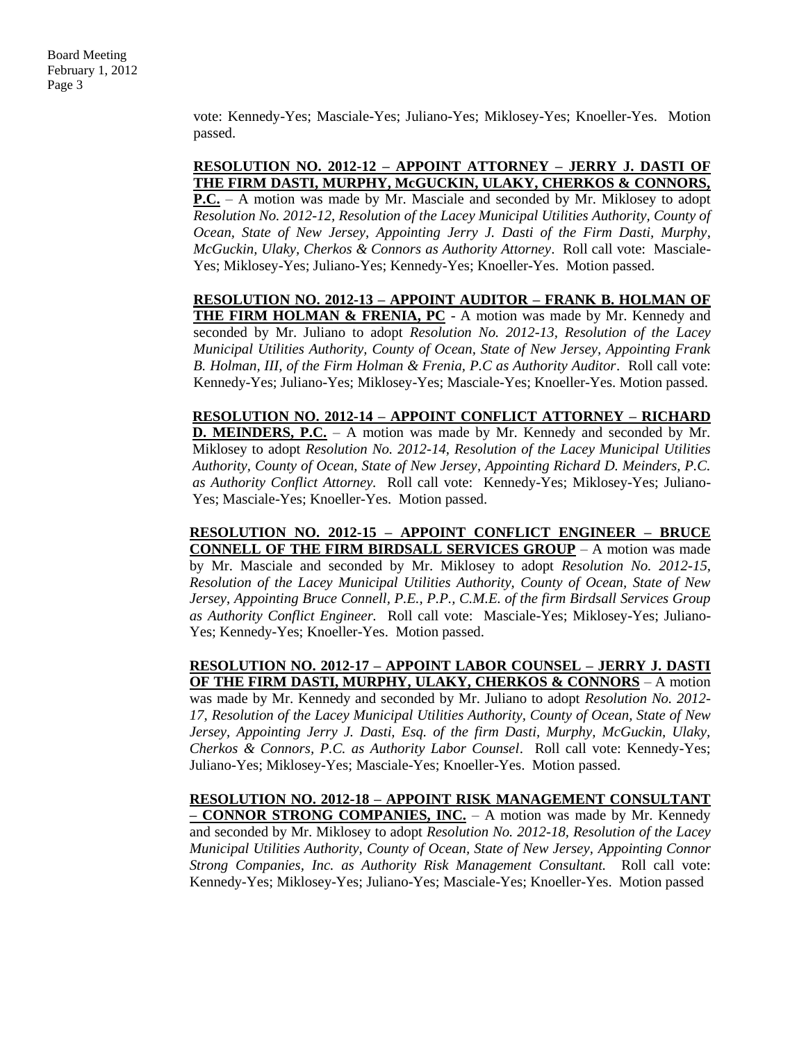vote: Kennedy-Yes; Masciale-Yes; Juliano-Yes; Miklosey-Yes; Knoeller-Yes. Motion passed.

**RESOLUTION NO. 2012-12 – APPOINT ATTORNEY – JERRY J. DASTI OF THE FIRM DASTI, MURPHY, McGUCKIN, ULAKY, CHERKOS & CONNORS, P.C.** – A motion was made by Mr. Masciale and seconded by Mr. Miklosey to adopt *Resolution No. 2012-12, Resolution of the Lacey Municipal Utilities Authority, County of Ocean, State of New Jersey, Appointing Jerry J. Dasti of the Firm Dasti, Murphy, McGuckin, Ulaky, Cherkos & Connors as Authority Attorney*. Roll call vote: Masciale-Yes; Miklosey-Yes; Juliano-Yes; Kennedy-Yes; Knoeller-Yes. Motion passed.

**RESOLUTION NO. 2012-13 – APPOINT AUDITOR – FRANK B. HOLMAN OF THE FIRM HOLMAN & FRENIA, PC** - A motion was made by Mr. Kennedy and seconded by Mr. Juliano to adopt *Resolution No. 2012-13, Resolution of the Lacey Municipal Utilities Authority, County of Ocean, State of New Jersey, Appointing Frank B. Holman, III, of the Firm Holman & Frenia, P.C as Authority Auditor*. Roll call vote: Kennedy-Yes; Juliano-Yes; Miklosey-Yes; Masciale-Yes; Knoeller-Yes. Motion passed.

**RESOLUTION NO. 2012-14 – APPOINT CONFLICT ATTORNEY – RICHARD D. MEINDERS, P.C.** – A motion was made by Mr. Kennedy and seconded by Mr. Miklosey to adopt *Resolution No. 2012-14, Resolution of the Lacey Municipal Utilities Authority, County of Ocean, State of New Jersey, Appointing Richard D. Meinders, P.C. as Authority Conflict Attorney.* Roll call vote: Kennedy-Yes; Miklosey-Yes; Juliano-Yes; Masciale-Yes; Knoeller-Yes. Motion passed.

**RESOLUTION NO. 2012-15 – APPOINT CONFLICT ENGINEER – BRUCE CONNELL OF THE FIRM BIRDSALL SERVICES GROUP** – A motion was made by Mr. Masciale and seconded by Mr. Miklosey to adopt *Resolution No. 2012-15, Resolution of the Lacey Municipal Utilities Authority, County of Ocean, State of New Jersey, Appointing Bruce Connell, P.E., P.P., C.M.E. of the firm Birdsall Services Group as Authority Conflict Engineer.* Roll call vote: Masciale-Yes; Miklosey-Yes; Juliano-Yes; Kennedy-Yes; Knoeller-Yes. Motion passed.

**RESOLUTION NO. 2012-17 – APPOINT LABOR COUNSEL – JERRY J. DASTI OF THE FIRM DASTI, MURPHY, ULAKY, CHERKOS & CONNORS** – A motion was made by Mr. Kennedy and seconded by Mr. Juliano to adopt *Resolution No. 2012-17, Resolution of the Lacey Municipal Utilities Authority, County of Ocean, State of New Jersey, Appointing Jerry J. Dasti, Esq. of the firm Dasti, Murphy, McGuckin, Ulaky, Cherkos & Connors, P.C. as Authority Labor Counsel*. Roll call vote: Kennedy-Yes; Juliano-Yes; Miklosey-Yes; Masciale-Yes; Knoeller-Yes. Motion passed.

**RESOLUTION NO. 2012-18 – APPOINT RISK MANAGEMENT CONSULTANT – CONNOR STRONG COMPANIES, INC.** – A motion was made by Mr. Kennedy and seconded by Mr. Miklosey to adopt *Resolution No. 2012-18, Resolution of the Lacey Municipal Utilities Authority, County of Ocean, State of New Jersey, Appointing Connor Strong Companies, Inc. as Authority Risk Management Consultant.* Roll call vote: Kennedy-Yes; Miklosey-Yes; Juliano-Yes; Masciale-Yes; Knoeller-Yes. Motion passed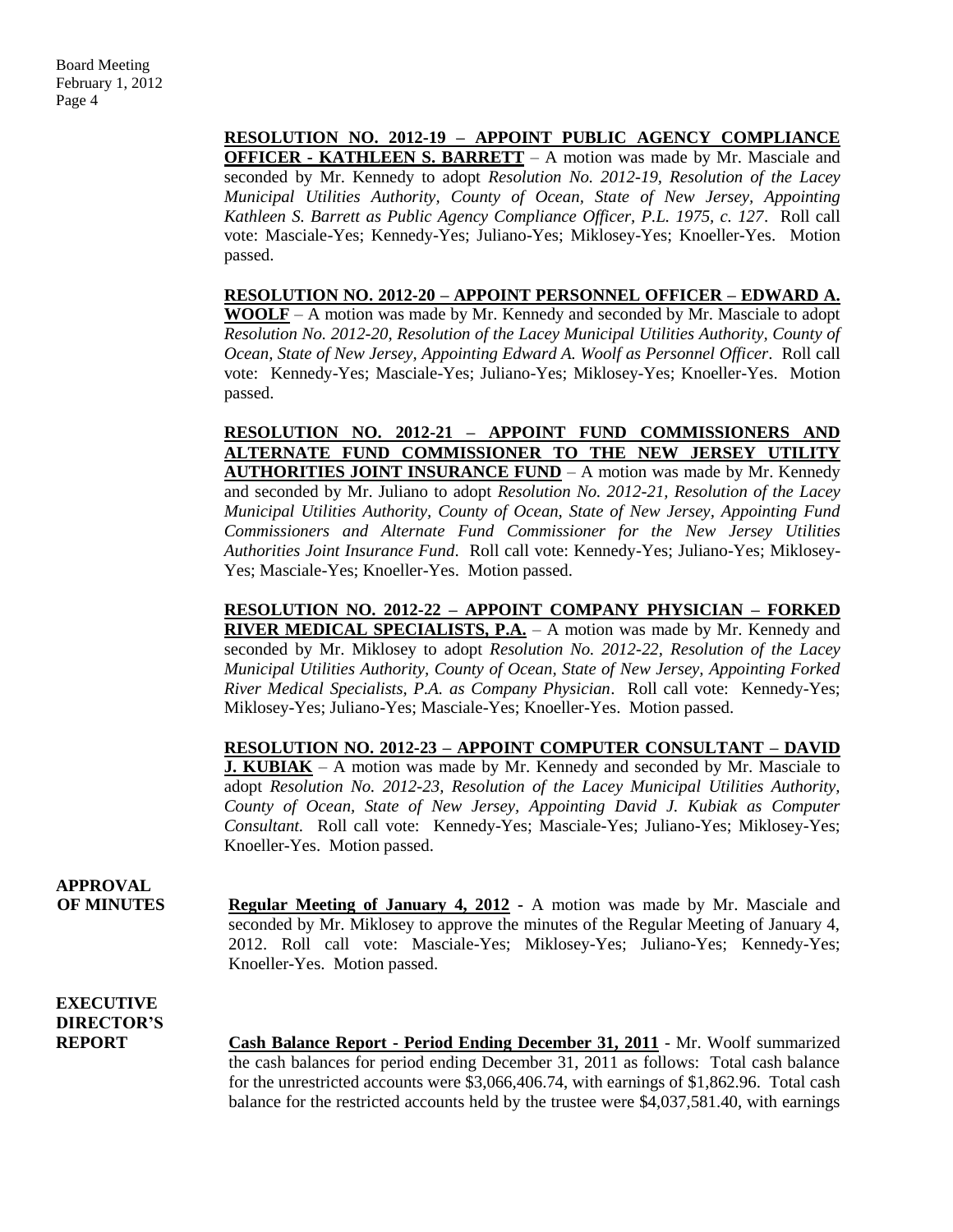**RESOLUTION NO. 2012-19 – APPOINT PUBLIC AGENCY COMPLIANCE OFFICER - KATHLEEN S. BARRETT** – A motion was made by Mr. Masciale and seconded by Mr. Kennedy to adopt *Resolution No. 2012-19, Resolution of the Lacey Municipal Utilities Authority, County of Ocean, State of New Jersey, Appointing Kathleen S. Barrett as Public Agency Compliance Officer, P.L. 1975, c. 127*. Roll call vote: Masciale-Yes; Kennedy-Yes; Juliano-Yes; Miklosey-Yes; Knoeller-Yes. Motion passed.

**RESOLUTION NO. 2012-20 – APPOINT PERSONNEL OFFICER – EDWARD A. WOOLF** – A motion was made by Mr. Kennedy and seconded by Mr. Masciale to adopt *Resolution No. 2012-20, Resolution of the Lacey Municipal Utilities Authority, County of Ocean, State of New Jersey, Appointing Edward A. Woolf as Personnel Officer*. Roll call vote: Kennedy-Yes; Masciale-Yes; Juliano-Yes; Miklosey-Yes; Knoeller-Yes. Motion passed.

**RESOLUTION NO. 2012-21 – APPOINT FUND COMMISSIONERS AND ALTERNATE FUND COMMISSIONER TO THE NEW JERSEY UTILITY AUTHORITIES JOINT INSURANCE FUND** – A motion was made by Mr. Kennedy and seconded by Mr. Juliano to adopt *Resolution No. 2012-21, Resolution of the Lacey Municipal Utilities Authority, County of Ocean, State of New Jersey, Appointing Fund Commissioners and Alternate Fund Commissioner for the New Jersey Utilities Authorities Joint Insurance Fund*. Roll call vote: Kennedy-Yes; Juliano-Yes; Miklosey-Yes; Masciale-Yes; Knoeller-Yes. Motion passed.

**RESOLUTION NO. 2012-22 – APPOINT COMPANY PHYSICIAN – FORKED RIVER MEDICAL SPECIALISTS, P.A.** – A motion was made by Mr. Kennedy and seconded by Mr. Miklosey to adopt *Resolution No. 2012-22, Resolution of the Lacey Municipal Utilities Authority, County of Ocean, State of New Jersey, Appointing Forked River Medical Specialists, P.A. as Company Physician*. Roll call vote: Kennedy-Yes; Miklosey-Yes; Juliano-Yes; Masciale-Yes; Knoeller-Yes. Motion passed.

**RESOLUTION NO. 2012-23 – APPOINT COMPUTER CONSULTANT – DAVID J. KUBIAK** – A motion was made by Mr. Kennedy and seconded by Mr. Masciale to adopt *Resolution No. 2012-23, Resolution of the Lacey Municipal Utilities Authority, County of Ocean, State of New Jersey, Appointing David J. Kubiak as Computer Consultant.* Roll call vote: Kennedy-Yes; Masciale-Yes; Juliano-Yes; Miklosey-Yes; Knoeller-Yes. Motion passed.

**APPROVAL OF MINUTES**

**Regular Meeting of January 4, 2012** - A motion was made by Mr. Masciale and seconded by Mr. Miklosey to approve the minutes of the Regular Meeting of January 4, 2012. Roll call vote: Masciale-Yes; Miklosey-Yes; Juliano-Yes; Kennedy-Yes; Knoeller-Yes. Motion passed.

**EXECUTIVE DIRECTOR'S REPORT**

**Cash Balance Report - Period Ending December 31, 2011** - Mr. Woolf summarized the cash balances for period ending December 31, 2011 as follows: Total cash balance for the unrestricted accounts were $3,066,406.74, with earnings of $1,862.96. Total cash balance for the restricted accounts held by the trustee were $4,037,581.40, with earnings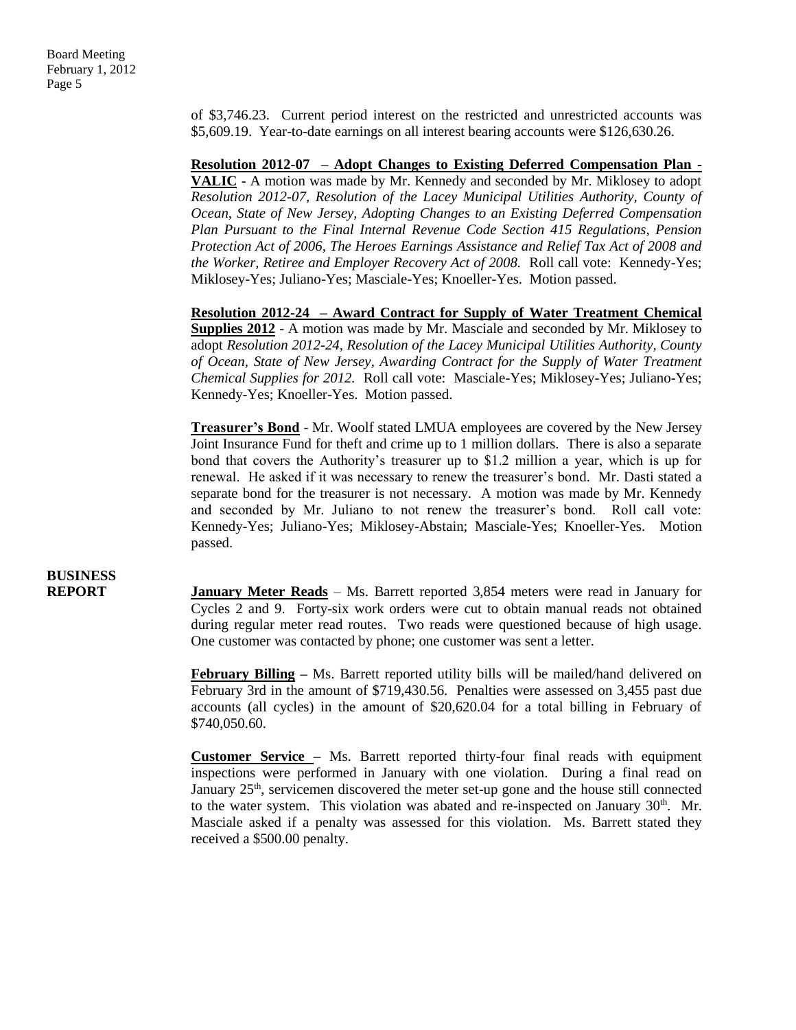of $3,746.23. Current period interest on the restricted and unrestricted accounts was $5,609.19. Year-to-date earnings on all interest bearing accounts were $126,630.26.

**Resolution 2012-07 – Adopt Changes to Existing Deferred Compensation Plan - VALIC** - A motion was made by Mr. Kennedy and seconded by Mr. Miklosey to adopt *Resolution 2012-07, Resolution of the Lacey Municipal Utilities Authority, County of Ocean, State of New Jersey, Adopting Changes to an Existing Deferred Compensation Plan Pursuant to the Final Internal Revenue Code Section 415 Regulations, Pension Protection Act of 2006, The Heroes Earnings Assistance and Relief Tax Act of 2008 and the Worker, Retiree and Employer Recovery Act of 2008.* Roll call vote: Kennedy-Yes; Miklosey-Yes; Juliano-Yes; Masciale-Yes; Knoeller-Yes. Motion passed.

**Resolution 2012-24 – Award Contract for Supply of Water Treatment Chemical Supplies 2012** - A motion was made by Mr. Masciale and seconded by Mr. Miklosey to adopt *Resolution 2012-24, Resolution of the Lacey Municipal Utilities Authority, County of Ocean, State of New Jersey, Awarding Contract for the Supply of Water Treatment Chemical Supplies for 2012.* Roll call vote: Masciale-Yes; Miklosey-Yes; Juliano-Yes; Kennedy-Yes; Knoeller-Yes. Motion passed.

**Treasurer's Bond** - Mr. Woolf stated LMUA employees are covered by the New Jersey Joint Insurance Fund for theft and crime up to 1 million dollars. There is also a separate bond that covers the Authority's treasurer up to $1.2 million a year, which is up for renewal. He asked if it was necessary to renew the treasurer's bond. Mr. Dasti stated a separate bond for the treasurer is not necessary. A motion was made by Mr. Kennedy and seconded by Mr. Juliano to not renew the treasurer's bond. Roll call vote: Kennedy-Yes; Juliano-Yes; Miklosey-Abstain; Masciale-Yes; Knoeller-Yes. Motion passed.

**BUSINESS REPORT**

**January Meter Reads** – Ms. Barrett reported 3,854 meters were read in January for Cycles 2 and 9. Forty-six work orders were cut to obtain manual reads not obtained during regular meter read routes. Two reads were questioned because of high usage. One customer was contacted by phone; one customer was sent a letter.

**February Billing** – Ms. Barrett reported utility bills will be mailed/hand delivered on February 3rd in the amount of $719,430.56. Penalties were assessed on 3,455 past due accounts (all cycles) in the amount of $20,620.04 for a total billing in February of $740,050.60.

**Customer Service** – Ms. Barrett reported thirty-four final reads with equipment inspections were performed in January with one violation. During a final read on January 25th, servicemen discovered the meter set-up gone and the house still connected to the water system. This violation was abated and re-inspected on January 30th. Mr. Masciale asked if a penalty was assessed for this violation. Ms. Barrett stated they received a $500.00 penalty.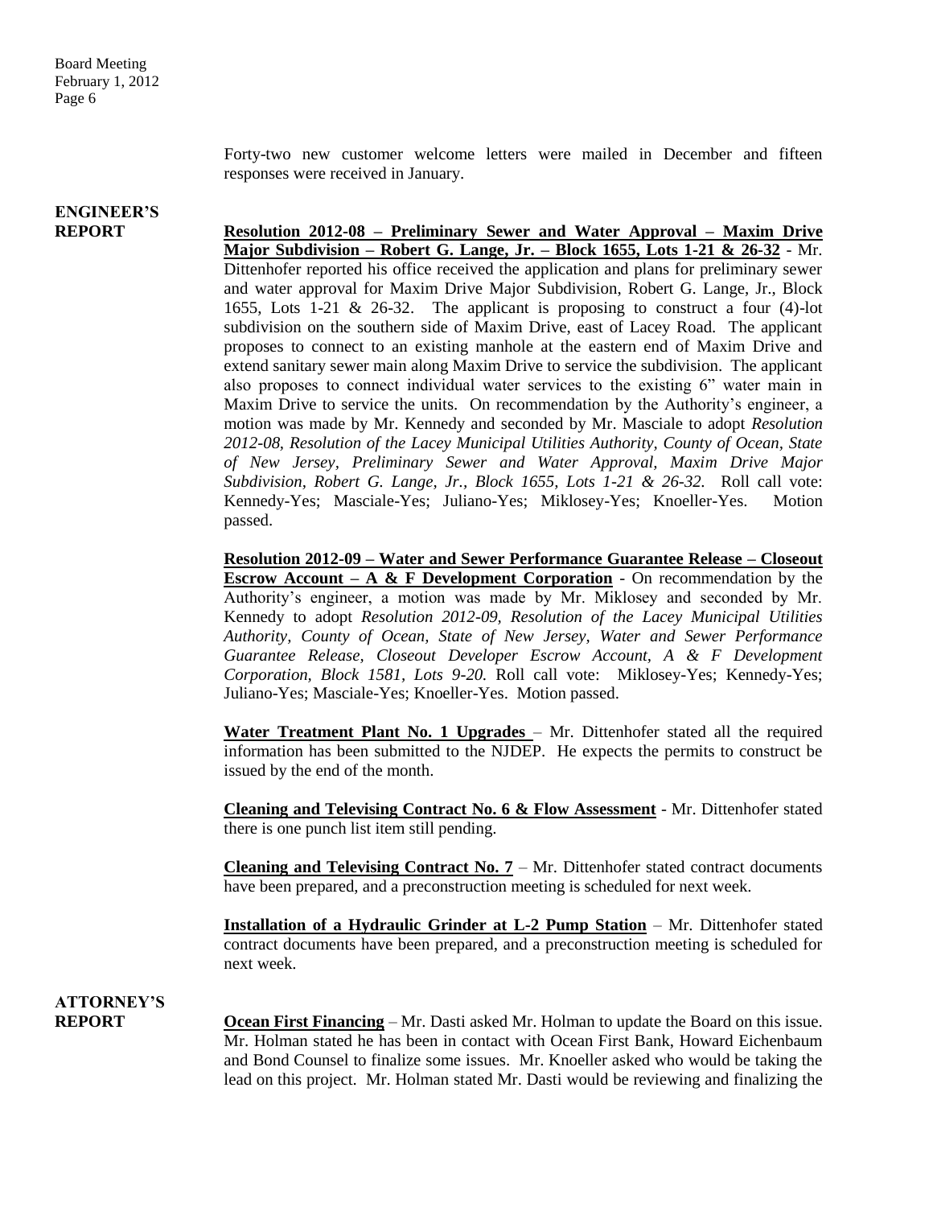Forty-two new customer welcome letters were mailed in December and fifteen responses were received in January.

**ENGINEER'S REPORT**

**Resolution 2012-08 – Preliminary Sewer and Water Approval – Maxim Drive Major Subdivision – Robert G. Lange, Jr. – Block 1655, Lots 1-21 & 26-32** - Mr. Dittenhofer reported his office received the application and plans for preliminary sewer and water approval for Maxim Drive Major Subdivision, Robert G. Lange, Jr., Block 1655, Lots 1-21 & 26-32. The applicant is proposing to construct a four (4)-lot subdivision on the southern side of Maxim Drive, east of Lacey Road. The applicant proposes to connect to an existing manhole at the eastern end of Maxim Drive and extend sanitary sewer main along Maxim Drive to service the subdivision. The applicant also proposes to connect individual water services to the existing 6" water main in Maxim Drive to service the units. On recommendation by the Authority's engineer, a motion was made by Mr. Kennedy and seconded by Mr. Masciale to adopt *Resolution 2012-08, Resolution of the Lacey Municipal Utilities Authority, County of Ocean, State of New Jersey, Preliminary Sewer and Water Approval, Maxim Drive Major Subdivision, Robert G. Lange, Jr., Block 1655, Lots 1-21 & 26-32.* Roll call vote: Kennedy-Yes; Masciale-Yes; Juliano-Yes; Miklosey-Yes; Knoeller-Yes. Motion passed.

**Resolution 2012-09 – Water and Sewer Performance Guarantee Release – Closeout Escrow Account – A & F Development Corporation** - On recommendation by the Authority's engineer, a motion was made by Mr. Miklosey and seconded by Mr. Kennedy to adopt *Resolution 2012-09, Resolution of the Lacey Municipal Utilities Authority, County of Ocean, State of New Jersey, Water and Sewer Performance Guarantee Release, Closeout Developer Escrow Account, A & F Development Corporation, Block 1581, Lots 9-20.* Roll call vote: Miklosey-Yes; Kennedy-Yes; Juliano-Yes; Masciale-Yes; Knoeller-Yes. Motion passed.

**Water Treatment Plant No. 1 Upgrades** – Mr. Dittenhofer stated all the required information has been submitted to the NJDEP. He expects the permits to construct be issued by the end of the month.

**Cleaning and Televising Contract No. 6 & Flow Assessment** - Mr. Dittenhofer stated there is one punch list item still pending.

**Cleaning and Televising Contract No. 7** – Mr. Dittenhofer stated contract documents have been prepared, and a preconstruction meeting is scheduled for next week.

**Installation of a Hydraulic Grinder at L-2 Pump Station** – Mr. Dittenhofer stated contract documents have been prepared, and a preconstruction meeting is scheduled for next week.

**ATTORNEY'S REPORT**

**Ocean First Financing** – Mr. Dasti asked Mr. Holman to update the Board on this issue. Mr. Holman stated he has been in contact with Ocean First Bank, Howard Eichenbaum and Bond Counsel to finalize some issues. Mr. Knoeller asked who would be taking the lead on this project. Mr. Holman stated Mr. Dasti would be reviewing and finalizing the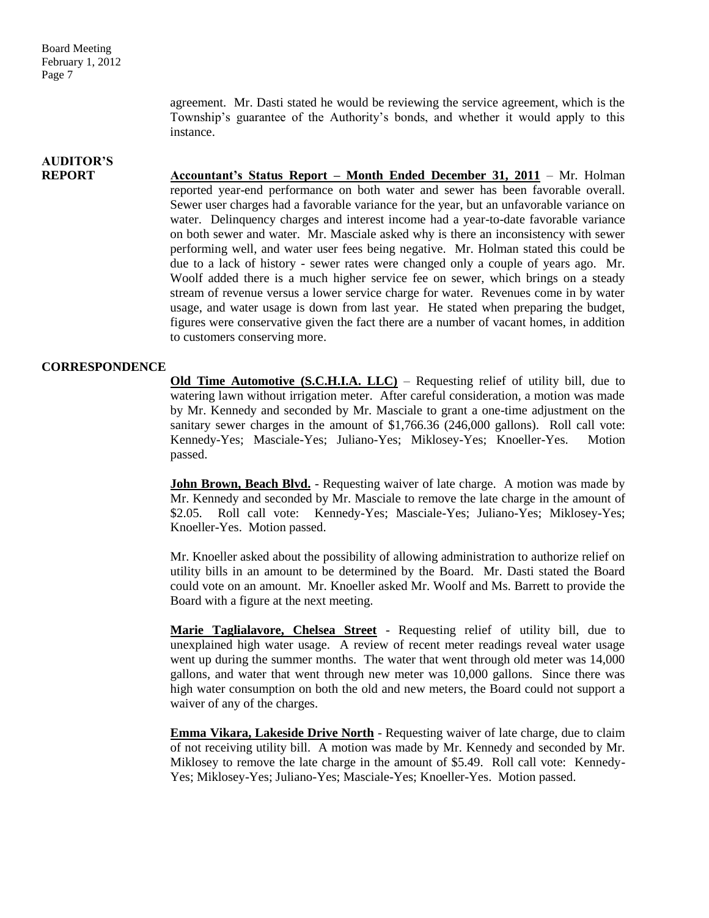agreement. Mr. Dasti stated he would be reviewing the service agreement, which is the Township's guarantee of the Authority's bonds, and whether it would apply to this instance.

**AUDITOR'S REPORT**

**Accountant's Status Report – Month Ended December 31, 2011** – Mr. Holman reported year-end performance on both water and sewer has been favorable overall. Sewer user charges had a favorable variance for the year, but an unfavorable variance on water. Delinquency charges and interest income had a year-to-date favorable variance on both sewer and water. Mr. Masciale asked why is there an inconsistency with sewer performing well, and water user fees being negative. Mr. Holman stated this could be due to a lack of history - sewer rates were changed only a couple of years ago. Mr. Woolf added there is a much higher service fee on sewer, which brings on a steady stream of revenue versus a lower service charge for water. Revenues come in by water usage, and water usage is down from last year. He stated when preparing the budget, figures were conservative given the fact there are a number of vacant homes, in addition to customers conserving more.

**CORRESPONDENCE**

**Old Time Automotive (S.C.H.I.A. LLC)** – Requesting relief of utility bill, due to watering lawn without irrigation meter. After careful consideration, a motion was made by Mr. Kennedy and seconded by Mr. Masciale to grant a one-time adjustment on the sanitary sewer charges in the amount of $1,766.36 (246,000 gallons). Roll call vote: Kennedy-Yes; Masciale-Yes; Juliano-Yes; Miklosey-Yes; Knoeller-Yes. Motion passed.

**John Brown, Beach Blvd.** - Requesting waiver of late charge. A motion was made by Mr. Kennedy and seconded by Mr. Masciale to remove the late charge in the amount of $2.05. Roll call vote: Kennedy-Yes; Masciale-Yes; Juliano-Yes; Miklosey-Yes; Knoeller-Yes. Motion passed.

Mr. Knoeller asked about the possibility of allowing administration to authorize relief on utility bills in an amount to be determined by the Board. Mr. Dasti stated the Board could vote on an amount. Mr. Knoeller asked Mr. Woolf and Ms. Barrett to provide the Board with a figure at the next meeting.

**Marie Taglialavore, Chelsea Street** - Requesting relief of utility bill, due to unexplained high water usage. A review of recent meter readings reveal water usage went up during the summer months. The water that went through old meter was 14,000 gallons, and water that went through new meter was 10,000 gallons. Since there was high water consumption on both the old and new meters, the Board could not support a waiver of any of the charges.

**Emma Vikara, Lakeside Drive North** - Requesting waiver of late charge, due to claim of not receiving utility bill. A motion was made by Mr. Kennedy and seconded by Mr. Miklosey to remove the late charge in the amount of $5.49. Roll call vote: Kennedy-Yes; Miklosey-Yes; Juliano-Yes; Masciale-Yes; Knoeller-Yes. Motion passed.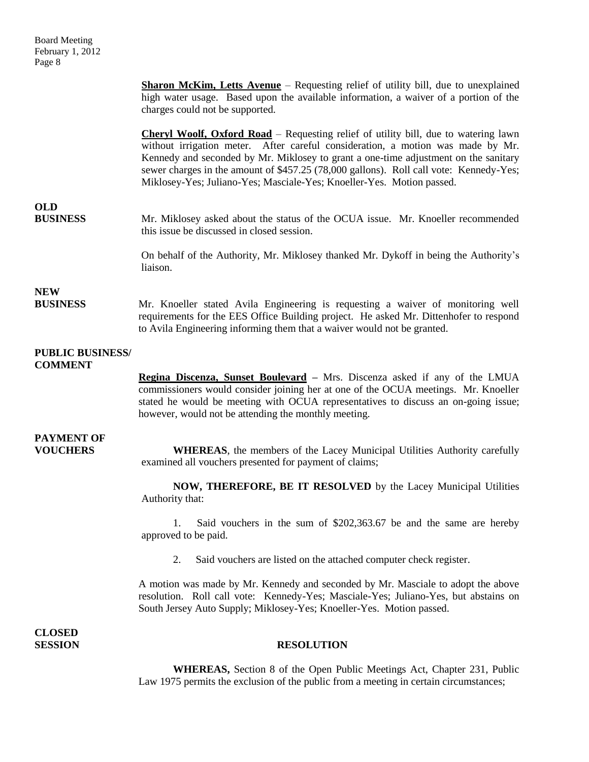**Sharon McKim, Letts Avenue** – Requesting relief of utility bill, due to unexplained high water usage. Based upon the available information, a waiver of a portion of the charges could not be supported.

**Cheryl Woolf, Oxford Road** – Requesting relief of utility bill, due to watering lawn without irrigation meter. After careful consideration, a motion was made by Mr. Kennedy and seconded by Mr. Miklosey to grant a one-time adjustment on the sanitary sewer charges in the amount of $457.25 (78,000 gallons). Roll call vote: Kennedy-Yes; Miklosey-Yes; Juliano-Yes; Masciale-Yes; Knoeller-Yes. Motion passed.

**OLD BUSINESS**

Mr. Miklosey asked about the status of the OCUA issue. Mr. Knoeller recommended this issue be discussed in closed session.

On behalf of the Authority, Mr. Miklosey thanked Mr. Dykoff in being the Authority's liaison.

**NEW BUSINESS**

Mr. Knoeller stated Avila Engineering is requesting a waiver of monitoring well requirements for the EES Office Building project. He asked Mr. Dittenhofer to respond to Avila Engineering informing them that a waiver would not be granted.

**PUBLIC BUSINESS/ COMMENT**

**Regina Discenza, Sunset Boulevard –** Mrs. Discenza asked if any of the LMUA commissioners would consider joining her at one of the OCUA meetings. Mr. Knoeller stated he would be meeting with OCUA representatives to discuss an on-going issue; however, would not be attending the monthly meeting.

**PAYMENT OF VOUCHERS**

**WHEREAS**, the members of the Lacey Municipal Utilities Authority carefully examined all vouchers presented for payment of claims;

**NOW, THEREFORE, BE IT RESOLVED** by the Lacey Municipal Utilities Authority that:

1. Said vouchers in the sum of $202,363.67 be and the same are hereby approved to be paid.

2. Said vouchers are listed on the attached computer check register.

A motion was made by Mr. Kennedy and seconded by Mr. Masciale to adopt the above resolution. Roll call vote: Kennedy-Yes; Masciale-Yes; Juliano-Yes, but abstains on South Jersey Auto Supply; Miklosey-Yes; Knoeller-Yes. Motion passed.

**CLOSED SESSION**

**RESOLUTION**

**WHEREAS,** Section 8 of the Open Public Meetings Act, Chapter 231, Public Law 1975 permits the exclusion of the public from a meeting in certain circumstances;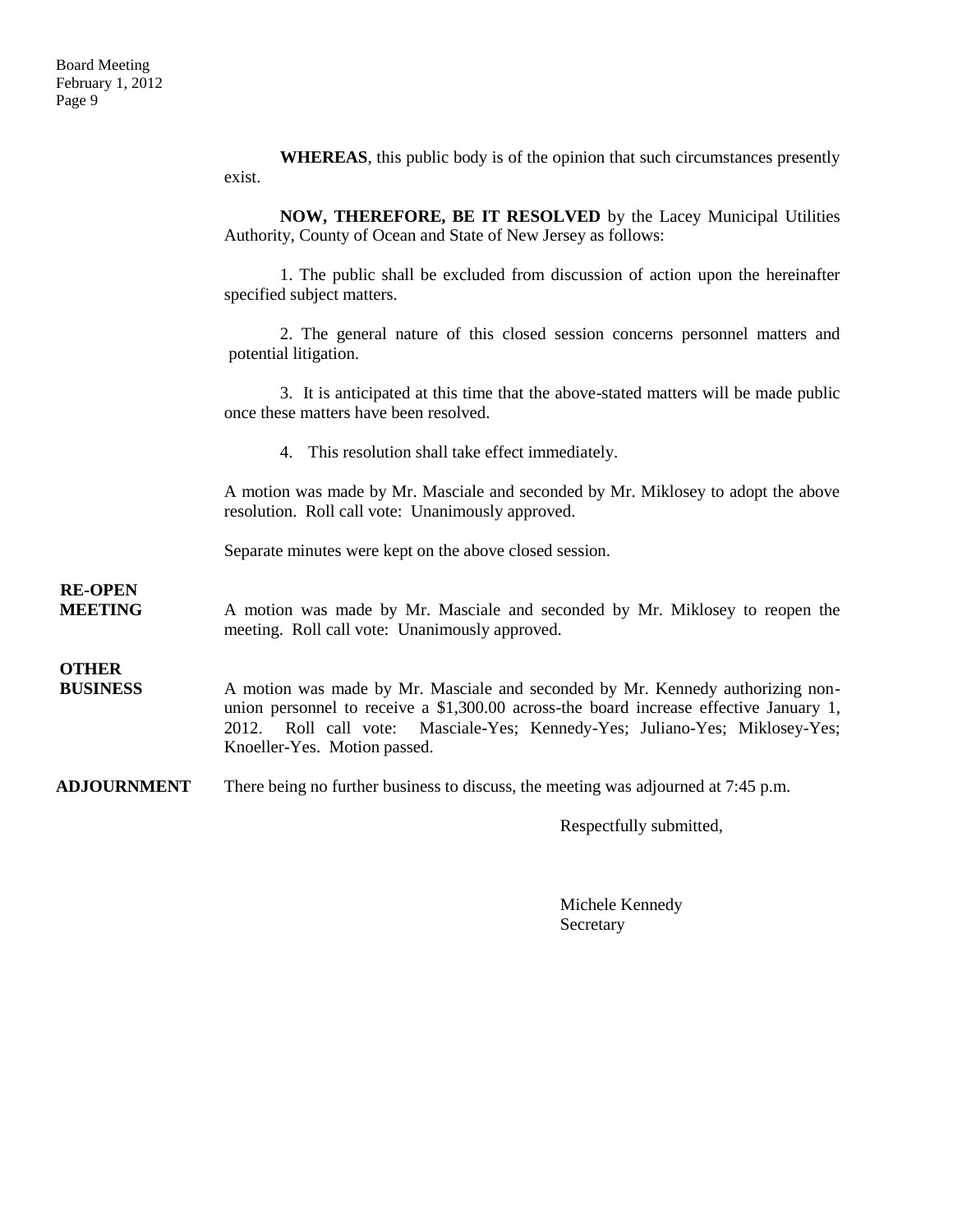**WHEREAS**, this public body is of the opinion that such circumstances presently exist.

**NOW, THEREFORE, BE IT RESOLVED** by the Lacey Municipal Utilities Authority, County of Ocean and State of New Jersey as follows:

1. The public shall be excluded from discussion of action upon the hereinafter specified subject matters.

2. The general nature of this closed session concerns personnel matters and potential litigation.

3. It is anticipated at this time that the above-stated matters will be made public once these matters have been resolved.

4. This resolution shall take effect immediately.

A motion was made by Mr. Masciale and seconded by Mr. Miklosey to adopt the above resolution. Roll call vote: Unanimously approved.

Separate minutes were kept on the above closed session.

**RE-OPEN MEETING**

A motion was made by Mr. Masciale and seconded by Mr. Miklosey to reopen the meeting. Roll call vote: Unanimously approved.

**OTHER BUSINESS**

A motion was made by Mr. Masciale and seconded by Mr. Kennedy authorizing non-union personnel to receive a $1,300.00 across-the board increase effective January 1, 2012. Roll call vote: Masciale-Yes; Kennedy-Yes; Juliano-Yes; Miklosey-Yes; Knoeller-Yes. Motion passed.

**ADJOURNMENT**

There being no further business to discuss, the meeting was adjourned at 7:45 p.m.

Respectfully submitted,

Michele Kennedy
Secretary